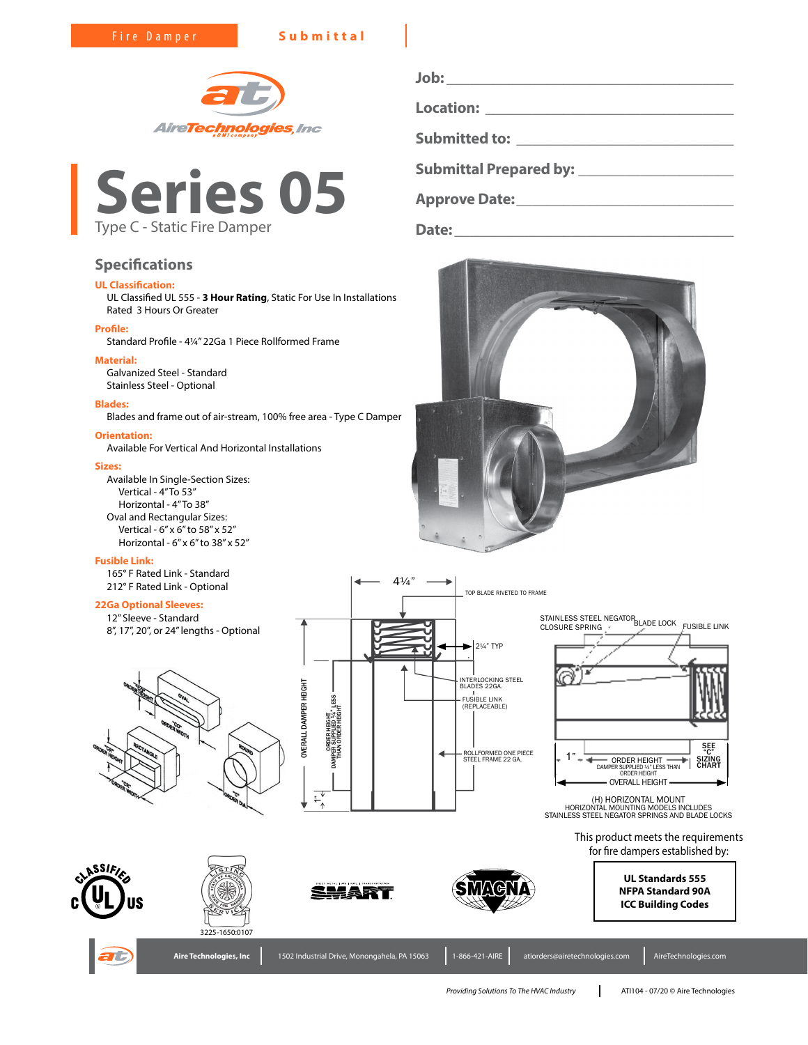Fire Damper **Submittal**

# Series 05

Type C - Static Fire Damper

**Job:** ______________________

**Location:** ______________________

**Submitted to:** ______________________

**Submittal Prepared by:** ______________________

**Approve Date:** ______________________

**Date:** ______________________

## Specifications

**UL Classification:**
UL Classified UL 555 - **3 Hour Rating**, Static For Use In Installations Rated 3 Hours Or Greater

**Profile:**
Standard Profile - 4¼" 22Ga 1 Piece Rollformed Frame

**Material:**
Galvanized Steel - Standard
Stainless Steel - Optional

**Blades:**
Blades and frame out of air-stream, 100% free area - Type C Damper

**Orientation:**
Available For Vertical And Horizontal Installations

**Sizes:**
Available In Single-Section Sizes:
- Vertical - 4" To 53"
- Horizontal - 4" To 38"

Oval and Rectangular Sizes:
- Vertical - 6" x 6" to 58" x 52"
- Horizontal - 6" x 6" to 38" x 52"

**Fusible Link:**
165° F Rated Link - Standard
212° F Rated Link - Optional

**22Ga Optional Sleeves:**
12" Sleeve - Standard
8", 17", 20", or 24" lengths - Optional

4¼"
TOP BLADE RIVETED TO FRAME
2¼" TYP
INTERLOCKING STEEL BLADES 22GA.
FUSIBLE LINK (REPLACEABLE)
ROLLFORMED ONE PIECE STEEL FRAME 22 GA.
OVERALL DAMPER HEIGHT
ORDER HEIGHT DAMPER SUPPLIED ¼" LESS THAN ORDER HEIGHT
1"

STAINLESS STEEL NEGATOR CLOSURE SPRING
BLADE LOCK
FUSIBLE LINK
1"
ORDER HEIGHT
DAMPER SUPPLIED ¼" LESS THAN ORDER HEIGHT
OVERALL HEIGHT
SEE "C" SIZING CHART

(H) HORIZONTAL MOUNT
HORIZONTAL MOUNTING MODELS INCLUDES STAINLESS STEEL NEGATOR SPRINGS AND BLADE LOCKS

"CO" ORDER HEIGHT, OVAL, "CO" ORDER WIDTH
"CR" ORDER HEIGHT, RECTANGLE, "CR" ORDER WIDTH
ROUND, "C" ORDER DIA.

This product meets the requirements for fire dampers established by:

**UL Standards 555**
**NFPA Standard 90A**
**ICC Building Codes**

3225-1650:0107

Aire Technologies, Inc | 1502 Industrial Drive, Monongahela, PA 15063 | 1-866-421-AIRE | atiorders@airetechnologies.com | AireTechnologies.com

*Providing Solutions To The HVAC Industry* | ATI104 - 07/20 © Aire Technologies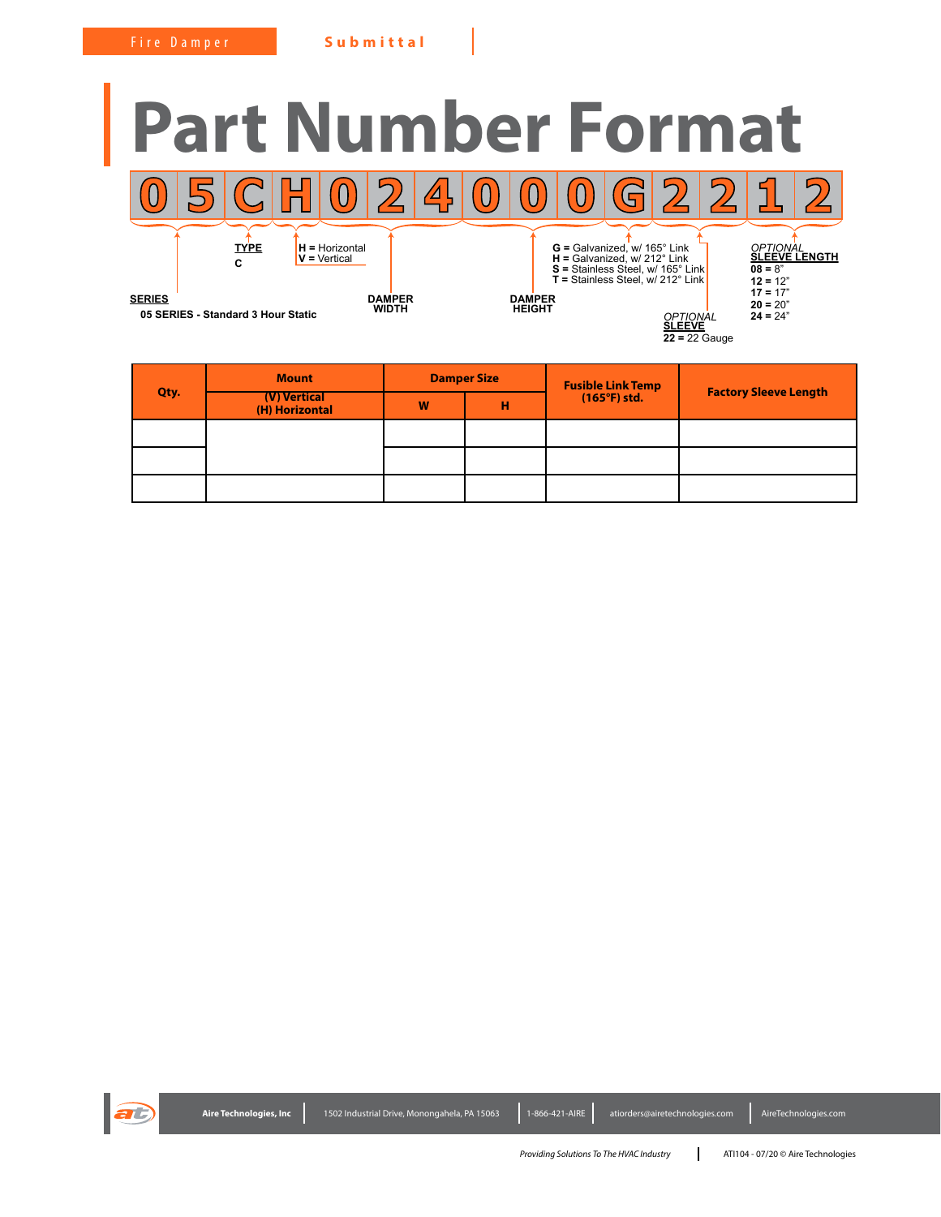Fire Damper | Submittal

# Part Number Format

0 5 C H 0 2 4 0 0 0 G 2 2 1 2

**SERIES**
05 SERIES - Standard 3 Hour Static

**TYPE**
C

**H** = Horizontal
**V** = Vertical

**DAMPER WIDTH**

**DAMPER HEIGHT**

**G** = Galvanized, w/ 165° Link
**H** = Galvanized, w/ 212° Link
**S** = Stainless Steel, w/ 165° Link
**T** = Stainless Steel, w/ 212° Link

*OPTIONAL*
**SLEEVE**
**22** = 22 Gauge

*OPTIONAL*
**SLEEVE LENGTH**
**08** = 8"
**12** = 12"
**17** = 17"
**20** = 20"
**24** = 24"

| Qty. | Mount (V) Vertical (H) Horizontal | Damper Size | | Fusible Link Temp (165°F) std. | Factory Sleeve Length |
|---|---|---|---|---|---|
| | | W | H | | |
| | | | | | |
| | | | | | |
| | | | | | |

Aire Technologies, Inc | 1502 Industrial Drive, Monongahela, PA 15063 | 1-866-421-AIRE | atiorders@airetechnologies.com | AireTechnologies.com

*Providing Solutions To The HVAC Industry* | ATI104 - 07/20 © Aire Technologies